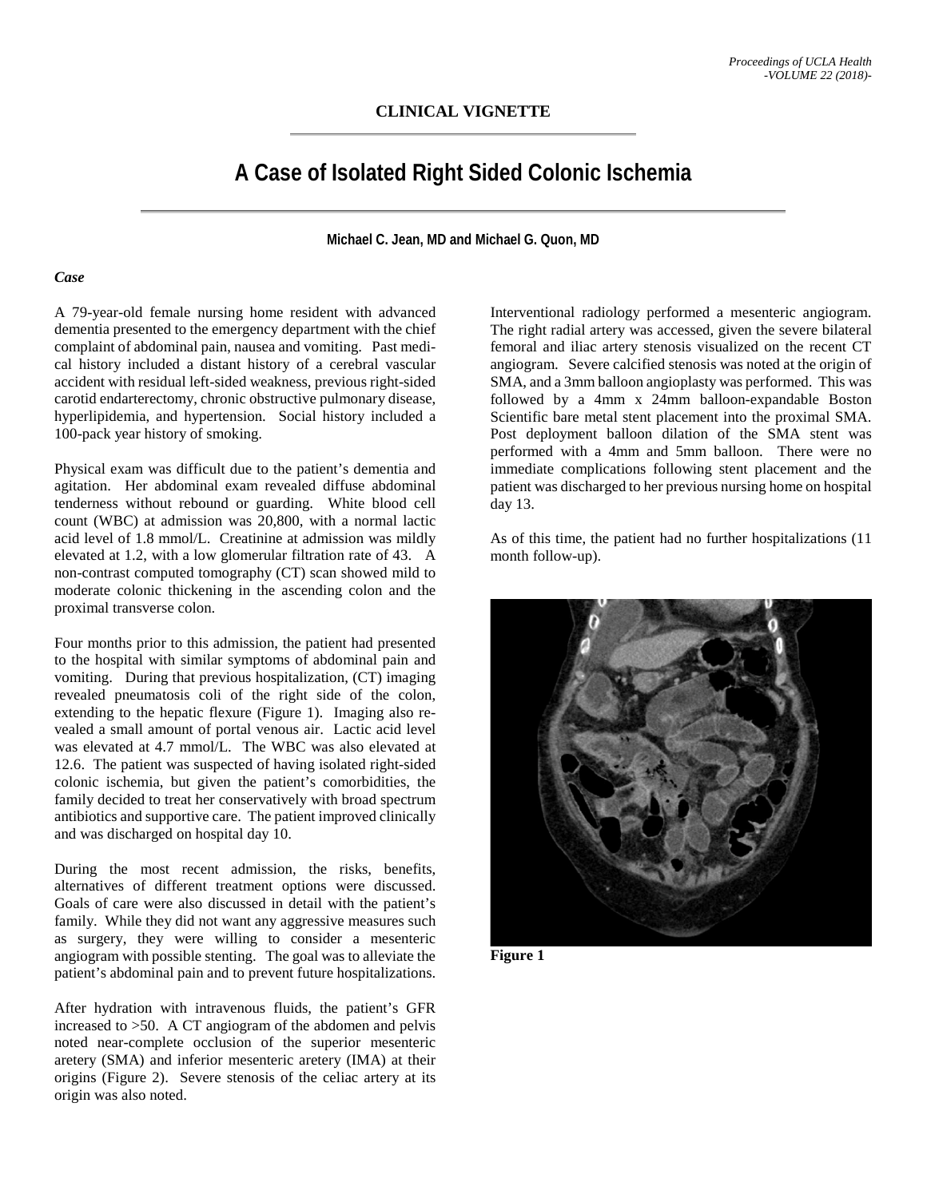## CLINICAL VIGNETTE

# A Case of Isolated Right Sided Colonic Ischemia

**Michael C. Jean, MD and Michael G. Quon, MD**

### *Case*

A 79-year-old female nursing home resident with advanced dementia presented to the emergency department with the chief complaint of abdominal pain, nausea and vomiting. Past medical history included a distant history of a cerebral vascular accident with residual left-sided weakness, previous right-sided carotid endarterectomy, chronic obstructive pulmonary disease, hyperlipidemia, and hypertension. Social history included a 100-pack year history of smoking.

Physical exam was difficult due to the patient's dementia and agitation. Her abdominal exam revealed diffuse abdominal tenderness without rebound or guarding. White blood cell count (WBC) at admission was 20,800, with a normal lactic acid level of 1.8 mmol/L. Creatinine at admission was mildly elevated at 1.2, with a low glomerular filtration rate of 43. A non-contrast computed tomography (CT) scan showed mild to moderate colonic thickening in the ascending colon and the proximal transverse colon.

Four months prior to this admission, the patient had presented to the hospital with similar symptoms of abdominal pain and vomiting. During that previous hospitalization, (CT) imaging revealed pneumatosis coli of the right side of the colon, extending to the hepatic flexure (Figure 1). Imaging also revealed a small amount of portal venous air. Lactic acid level was elevated at 4.7 mmol/L. The WBC was also elevated at 12.6. The patient was suspected of having isolated right-sided colonic ischemia, but given the patient's comorbidities, the family decided to treat her conservatively with broad spectrum antibiotics and supportive care. The patient improved clinically and was discharged on hospital day 10.

During the most recent admission, the risks, benefits, alternatives of different treatment options were discussed. Goals of care were also discussed in detail with the patient's family. While they did not want any aggressive measures such as surgery, they were willing to consider a mesenteric angiogram with possible stenting. The goal was to alleviate the patient's abdominal pain and to prevent future hospitalizations.

After hydration with intravenous fluids, the patient's GFR increased to >50. A CT angiogram of the abdomen and pelvis noted near-complete occlusion of the superior mesenteric aretery (SMA) and inferior mesenteric aretery (IMA) at their origins (Figure 2). Severe stenosis of the celiac artery at its origin was also noted.

Interventional radiology performed a mesenteric angiogram. The right radial artery was accessed, given the severe bilateral femoral and iliac artery stenosis visualized on the recent CT angiogram. Severe calcified stenosis was noted at the origin of SMA, and a 3mm balloon angioplasty was performed. This was followed by a 4mm x 24mm balloon-expandable Boston Scientific bare metal stent placement into the proximal SMA. Post deployment balloon dilation of the SMA stent was performed with a 4mm and 5mm balloon. There were no immediate complications following stent placement and the patient was discharged to her previous nursing home on hospital day 13.

As of this time, the patient had no further hospitalizations (11 month follow-up).

**Figure 1**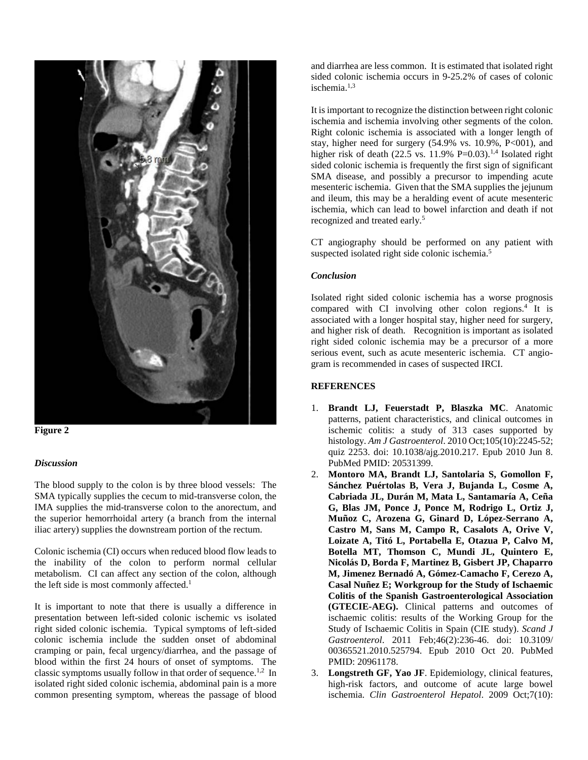**Figure 2**

### *Discussion*

The blood supply to the colon is by three blood vessels: The SMA typically supplies the cecum to mid-transverse colon, the IMA supplies the mid-transverse colon to the anorectum, and the superior hemorrhoidal artery (a branch from the internal iliac artery) supplies the downstream portion of the rectum.

Colonic ischemia (CI) occurs when reduced blood flow leads to the inability of the colon to perform normal cellular metabolism. CI can affect any section of the colon, although the left side is most commonly affected.[1]

It is important to note that there is usually a difference in presentation between left-sided colonic ischemic vs isolated right sided colonic ischemia. Typical symptoms of left-sided colonic ischemia include the sudden onset of abdominal cramping or pain, fecal urgency/diarrhea, and the passage of blood within the first 24 hours of onset of symptoms. The classic symptoms usually follow in that order of sequence.[1,2] In isolated right sided colonic ischemia, abdominal pain is a more common presenting symptom, whereas the passage of blood and diarrhea are less common. It is estimated that isolated right sided colonic ischemia occurs in 9-25.2% of cases of colonic ischemia.[1,3]

It is important to recognize the distinction between right colonic ischemia and ischemia involving other segments of the colon. Right colonic ischemia is associated with a longer length of stay, higher need for surgery (54.9% vs. 10.9%, P<001), and higher risk of death (22.5 vs. 11.9% P=0.03).[1,4] Isolated right sided colonic ischemia is frequently the first sign of significant SMA disease, and possibly a precursor to impending acute mesenteric ischemia. Given that the SMA supplies the jejunum and ileum, this may be a heralding event of acute mesenteric ischemia, which can lead to bowel infarction and death if not recognized and treated early.[5]

CT angiography should be performed on any patient with suspected isolated right side colonic ischemia.[5]

### *Conclusion*

Isolated right sided colonic ischemia has a worse prognosis compared with CI involving other colon regions.[4] It is associated with a longer hospital stay, higher need for surgery, and higher risk of death. Recognition is important as isolated right sided colonic ischemia may be a precursor of a more serious event, such as acute mesenteric ischemia. CT angiogram is recommended in cases of suspected IRCI.

### REFERENCES

1. **Brandt LJ, Feuerstadt P, Blaszka MC**. Anatomic patterns, patient characteristics, and clinical outcomes in ischemic colitis: a study of 313 cases supported by histology. *Am J Gastroenterol*. 2010 Oct;105(10):2245-52; quiz 2253. doi: 10.1038/ajg.2010.217. Epub 2010 Jun 8. PubMed PMID: 20531399.
2. **Montoro MA, Brandt LJ, Santolaria S, Gomollon F, Sánchez Puértolas B, Vera J, Bujanda L, Cosme A, Cabriada JL, Durán M, Mata L, Santamaría A, Ceña G, Blas JM, Ponce J, Ponce M, Rodrigo L, Ortiz J, Muñoz C, Arozena G, Ginard D, López-Serrano A, Castro M, Sans M, Campo R, Casalots A, Orive V, Loizate A, Titó L, Portabella E, Otazua P, Calvo M, Botella MT, Thomson C, Mundi JL, Quintero E, Nicolás D, Borda F, Martinez B, Gisbert JP, Chaparro M, Jimenez Bernadó A, Gómez-Camacho F, Cerezo A, Casal Nuñez E; Workgroup for the Study of Ischaemic Colitis of the Spanish Gastroenterological Association (GTECIE-AEG).** Clinical patterns and outcomes of ischaemic colitis: results of the Working Group for the Study of Ischaemic Colitis in Spain (CIE study). *Scand J Gastroenterol*. 2011 Feb;46(2):236-46. doi: 10.3109/00365521.2010.525794. Epub 2010 Oct 20. PubMed PMID: 20961178.
3. **Longstreth GF, Yao JF**. Epidemiology, clinical features, high-risk factors, and outcome of acute large bowel ischemia. *Clin Gastroenterol Hepatol*. 2009 Oct;7(10):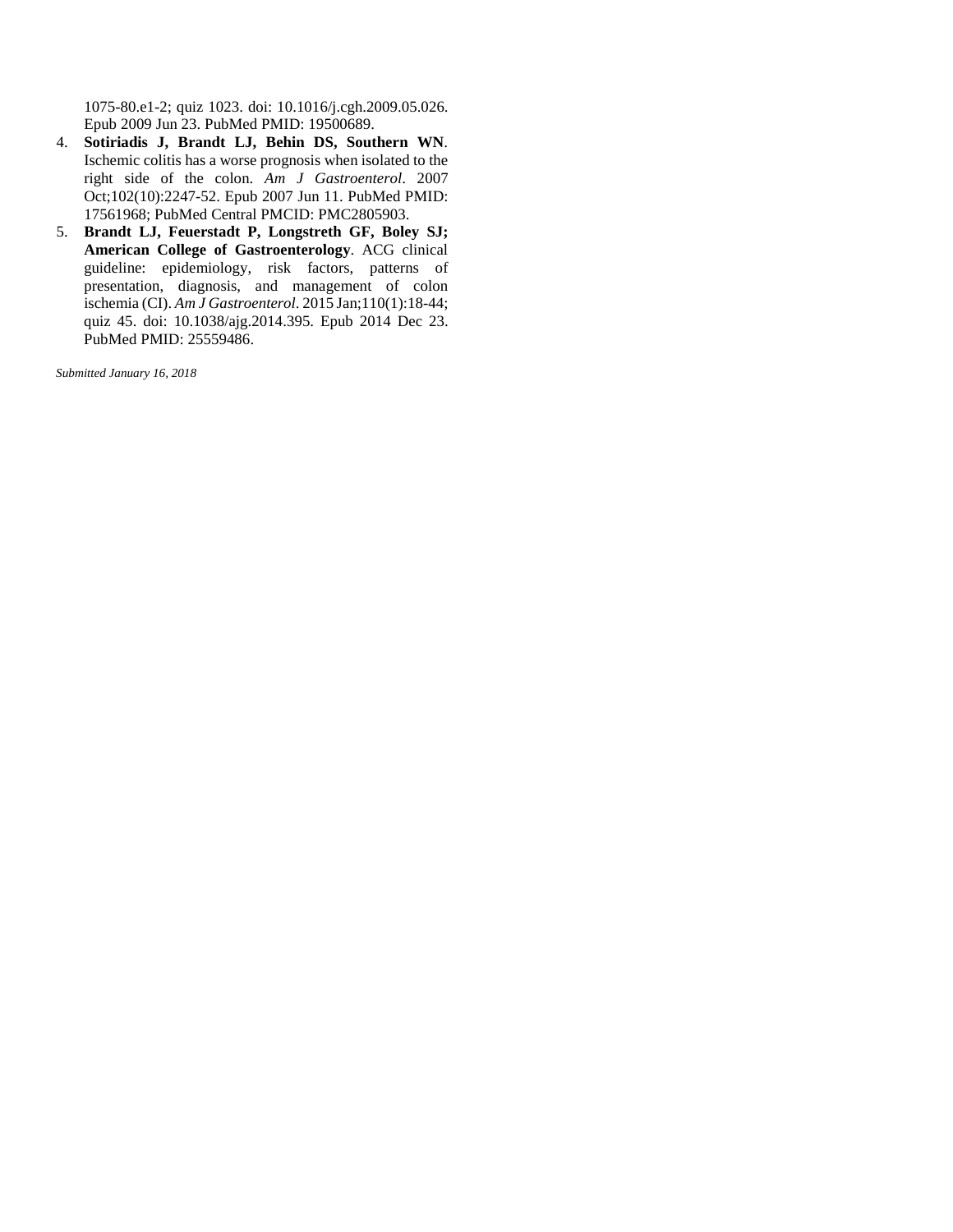1075-80.e1-2; quiz 1023. doi: 10.1016/j.cgh.2009.05.026. Epub 2009 Jun 23. PubMed PMID: 19500689.

4. **Sotiriadis J, Brandt LJ, Behin DS, Southern WN**. Ischemic colitis has a worse prognosis when isolated to the right side of the colon. *Am J Gastroenterol*. 2007 Oct;102(10):2247-52. Epub 2007 Jun 11. PubMed PMID: 17561968; PubMed Central PMCID: PMC2805903.
5. **Brandt LJ, Feuerstadt P, Longstreth GF, Boley SJ; American College of Gastroenterology**. ACG clinical guideline: epidemiology, risk factors, patterns of presentation, diagnosis, and management of colon ischemia (CI). *Am J Gastroenterol*. 2015 Jan;110(1):18-44; quiz 45. doi: 10.1038/ajg.2014.395. Epub 2014 Dec 23. PubMed PMID: 25559486.

*Submitted January 16, 2018*